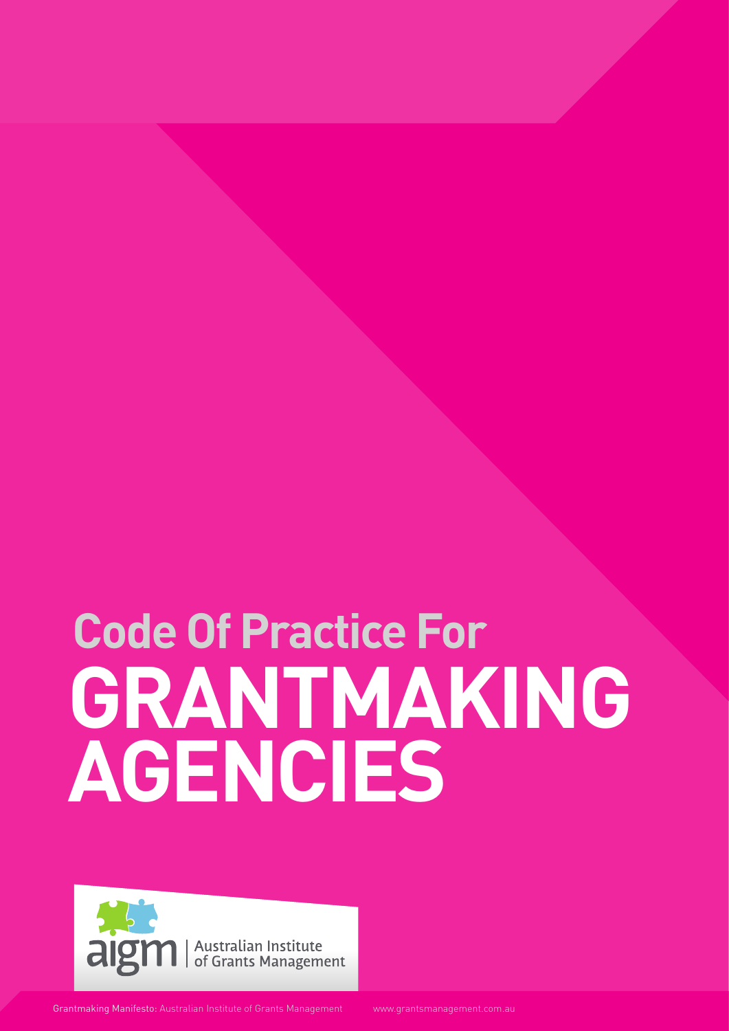# Code Of Practice For GRANTMAKING AGENCIES

aigm | Australian Institute of Grants Management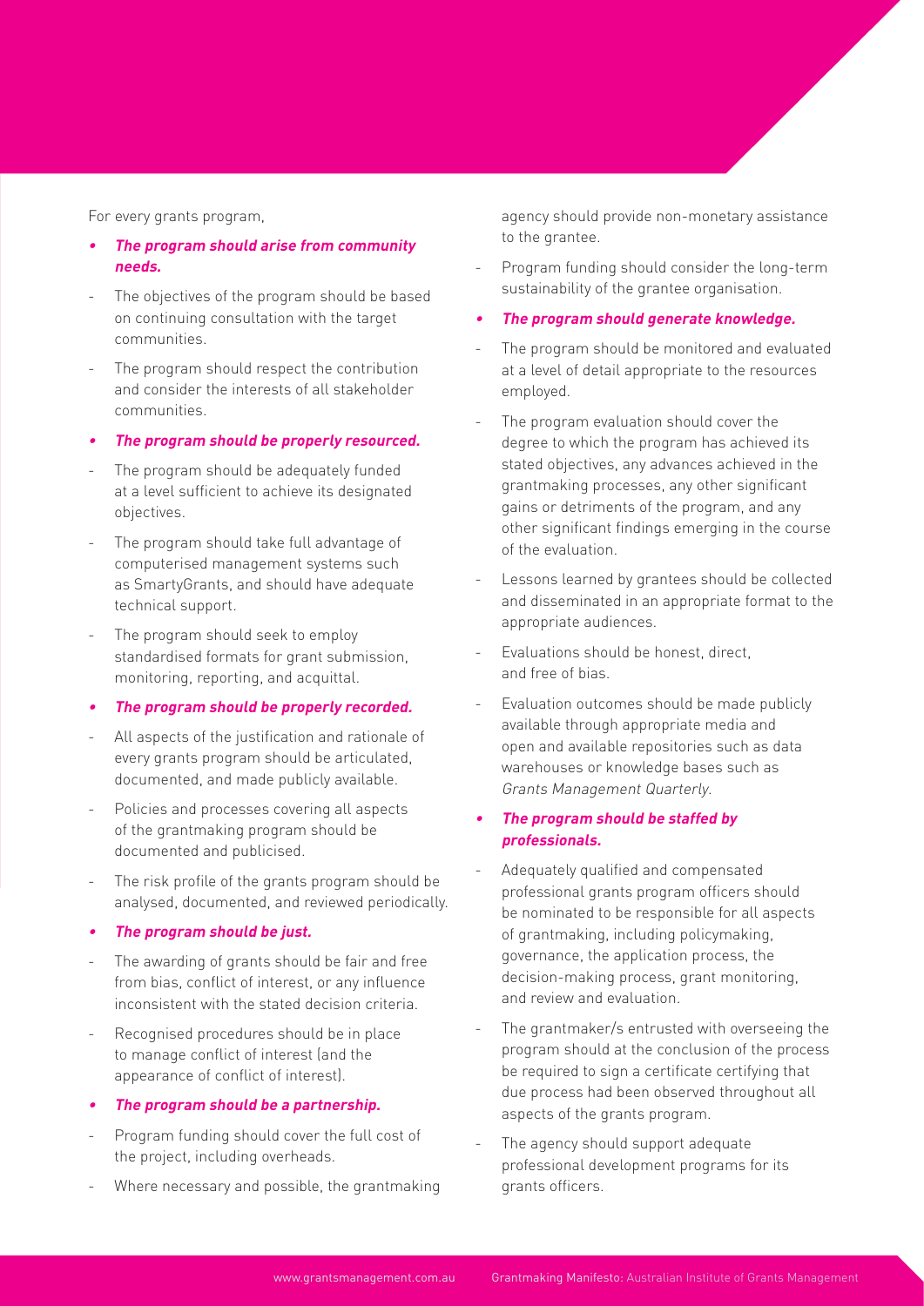For every grants program,

- ***The program should arise from community needs.***

- The objectives of the program should be based on continuing consultation with the target communities.
- The program should respect the contribution and consider the interests of all stakeholder communities.

- ***The program should be properly resourced.***

- The program should be adequately funded at a level sufficient to achieve its designated objectives.
- The program should take full advantage of computerised management systems such as SmartyGrants, and should have adequate technical support.
- The program should seek to employ standardised formats for grant submission, monitoring, reporting, and acquittal.

- ***The program should be properly recorded.***

- All aspects of the justification and rationale of every grants program should be articulated, documented, and made publicly available.
- Policies and processes covering all aspects of the grantmaking program should be documented and publicised.
- The risk profile of the grants program should be analysed, documented, and reviewed periodically.

- ***The program should be just.***

- The awarding of grants should be fair and free from bias, conflict of interest, or any influence inconsistent with the stated decision criteria.
- Recognised procedures should be in place to manage conflict of interest (and the appearance of conflict of interest).

- ***The program should be a partnership.***

- Program funding should cover the full cost of the project, including overheads.
- Where necessary and possible, the grantmaking agency should provide non-monetary assistance to the grantee.
- Program funding should consider the long-term sustainability of the grantee organisation.

- ***The program should generate knowledge.***

- The program should be monitored and evaluated at a level of detail appropriate to the resources employed.
- The program evaluation should cover the degree to which the program has achieved its stated objectives, any advances achieved in the grantmaking processes, any other significant gains or detriments of the program, and any other significant findings emerging in the course of the evaluation.
- Lessons learned by grantees should be collected and disseminated in an appropriate format to the appropriate audiences.
- Evaluations should be honest, direct, and free of bias.
- Evaluation outcomes should be made publicly available through appropriate media and open and available repositories such as data warehouses or knowledge bases such as *Grants Management Quarterly*.

- ***The program should be staffed by professionals.***

- Adequately qualified and compensated professional grants program officers should be nominated to be responsible for all aspects of grantmaking, including policymaking, governance, the application process, the decision-making process, grant monitoring, and review and evaluation.
- The grantmaker/s entrusted with overseeing the program should at the conclusion of the process be required to sign a certificate certifying that due process had been observed throughout all aspects of the grants program.
- The agency should support adequate professional development programs for its grants officers.